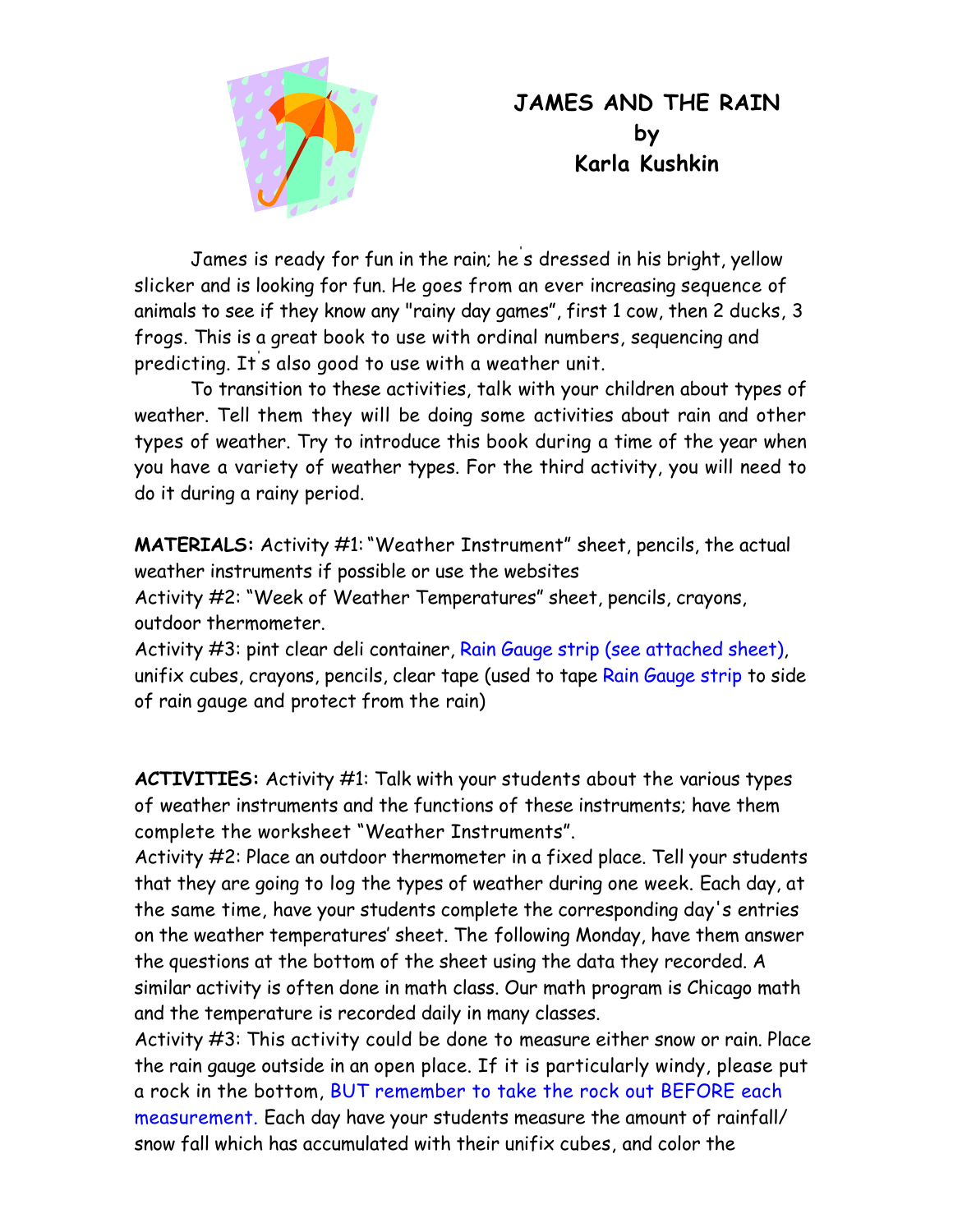# JAMES AND THE RAIN
## by
## Karla Kushkin

James is ready for fun in the rain; he's dressed in his bright, yellow slicker and is looking for fun. He goes from an ever increasing sequence of animals to see if they know any "rainy day games", first 1 cow, then 2 ducks, 3 frogs. This is a great book to use with ordinal numbers, sequencing and predicting. It's also good to use with a weather unit.

To transition to these activities, talk with your children about types of weather. Tell them they will be doing some activities about rain and other types of weather. Try to introduce this book during a time of the year when you have a variety of weather types. For the third activity, you will need to do it during a rainy period.

**MATERIALS:** Activity #1: "Weather Instrument" sheet, pencils, the actual weather instruments if possible or use the websites
Activity #2: "Week of Weather Temperatures" sheet, pencils, crayons, outdoor thermometer.
Activity #3: pint clear deli container, Rain Gauge strip (see attached sheet), unifix cubes, crayons, pencils, clear tape (used to tape Rain Gauge strip to side of rain gauge and protect from the rain)

**ACTIVITIES:** Activity #1: Talk with your students about the various types of weather instruments and the functions of these instruments; have them complete the worksheet "Weather Instruments".
Activity #2: Place an outdoor thermometer in a fixed place. Tell your students that they are going to log the types of weather during one week. Each day, at the same time, have your students complete the corresponding day's entries on the weather temperatures' sheet. The following Monday, have them answer the questions at the bottom of the sheet using the data they recorded. A similar activity is often done in math class. Our math program is Chicago math and the temperature is recorded daily in many classes.
Activity #3: This activity could be done to measure either snow or rain. Place the rain gauge outside in an open place. If it is particularly windy, please put a rock in the bottom, BUT remember to take the rock out BEFORE each measurement. Each day have your students measure the amount of rainfall/ snow fall which has accumulated with their unifix cubes, and color the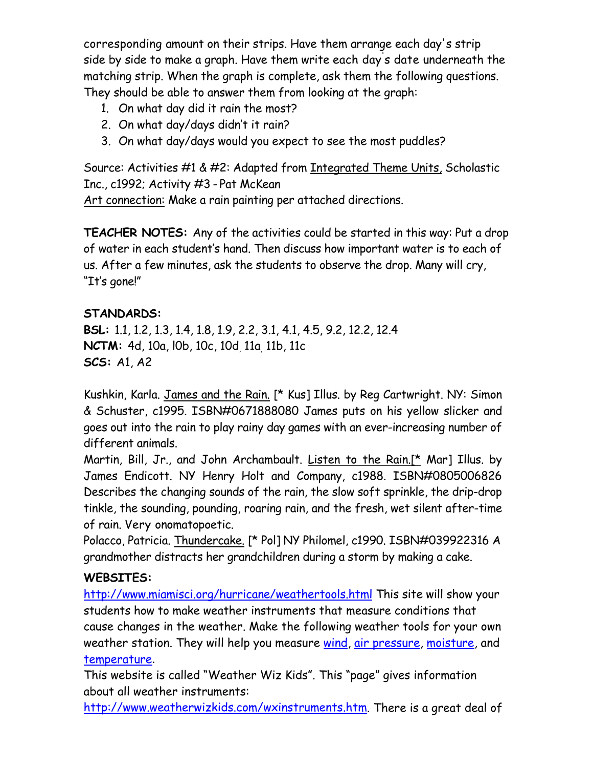corresponding amount on their strips. Have them arrange each day's strip side by side to make a graph. Have them write each day's date underneath the matching strip. When the graph is complete, ask them the following questions. They should be able to answer them from looking at the graph:

1. On what day did it rain the most?
2. On what day/days didn't it rain?
3. On what day/days would you expect to see the most puddles?

Source: Activities #1 & #2: Adapted from Integrated Theme Units, Scholastic Inc., c1992; Activity #3 - Pat McKean
Art connection: Make a rain painting per attached directions.

**TEACHER NOTES:** Any of the activities could be started in this way: Put a drop of water in each student's hand. Then discuss how important water is to each of us. After a few minutes, ask the students to observe the drop. Many will cry, "It's gone!"

**STANDARDS:**
**BSL:** 1.1, 1.2, 1.3, 1.4, 1.8, 1.9, 2.2, 3.1, 4.1, 4.5, 9.2, 12.2, 12.4
**NCTM:** 4d, 10a, l0b, 10c, 10d, 11a, 11b, 11c
**SCS:** A1, A2

Kushkin, Karla. James and the Rain. [* Kus] Illus. by Reg Cartwright. NY: Simon & Schuster, c1995. ISBN#0671888080 James puts on his yellow slicker and goes out into the rain to play rainy day games with an ever-increasing number of different animals.
Martin, Bill, Jr., and John Archambault. Listen to the Rain.[* Mar] Illus. by James Endicott. NY Henry Holt and Company, c1988. ISBN#0805006826 Describes the changing sounds of the rain, the slow soft sprinkle, the drip-drop tinkle, the sounding, pounding, roaring rain, and the fresh, wet silent after-time of rain. Very onomatopoetic.
Polacco, Patricia. Thundercake. [* Pol] NY Philomel, c1990. ISBN#039922316 A grandmother distracts her grandchildren during a storm by making a cake.

**WEBSITES:**
http://www.miamisci.org/hurricane/weathertools.html This site will show your students how to make weather instruments that measure conditions that cause changes in the weather. Make the following weather tools for your own weather station. They will help you measure wind, air pressure, moisture, and temperature.
This website is called "Weather Wiz Kids". This "page" gives information about all weather instruments:
http://www.weatherwizkids.com/wxinstruments.htm. There is a great deal of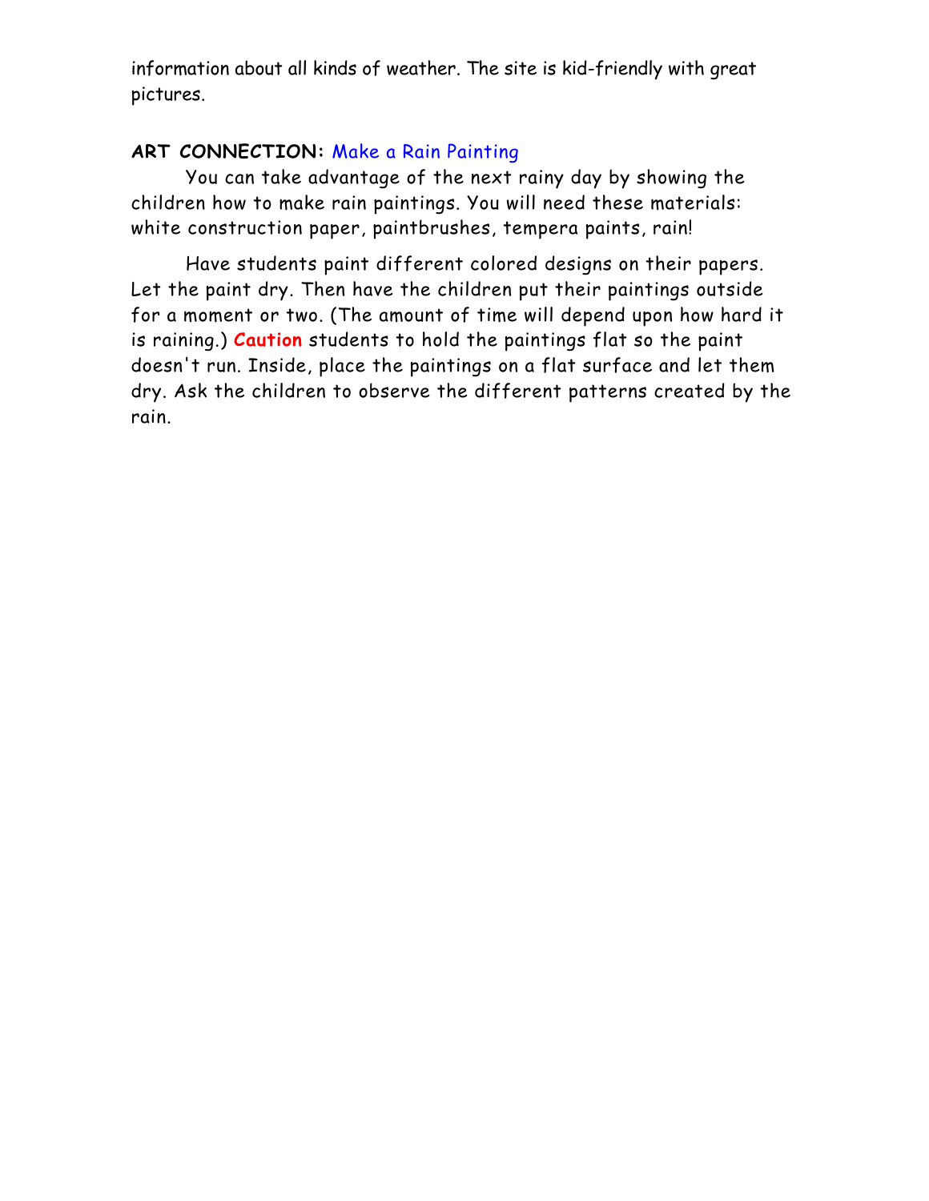information about all kinds of weather. The site is kid-friendly with great pictures.

**ART CONNECTION:** Make a Rain Painting

You can take advantage of the next rainy day by showing the children how to make rain paintings. You will need these materials: white construction paper, paintbrushes, tempera paints, rain!

Have students paint different colored designs on their papers. Let the paint dry. Then have the children put their paintings outside for a moment or two. (The amount of time will depend upon how hard it is raining.) **Caution** students to hold the paintings flat so the paint doesn't run. Inside, place the paintings on a flat surface and let them dry. Ask the children to observe the different patterns created by the rain.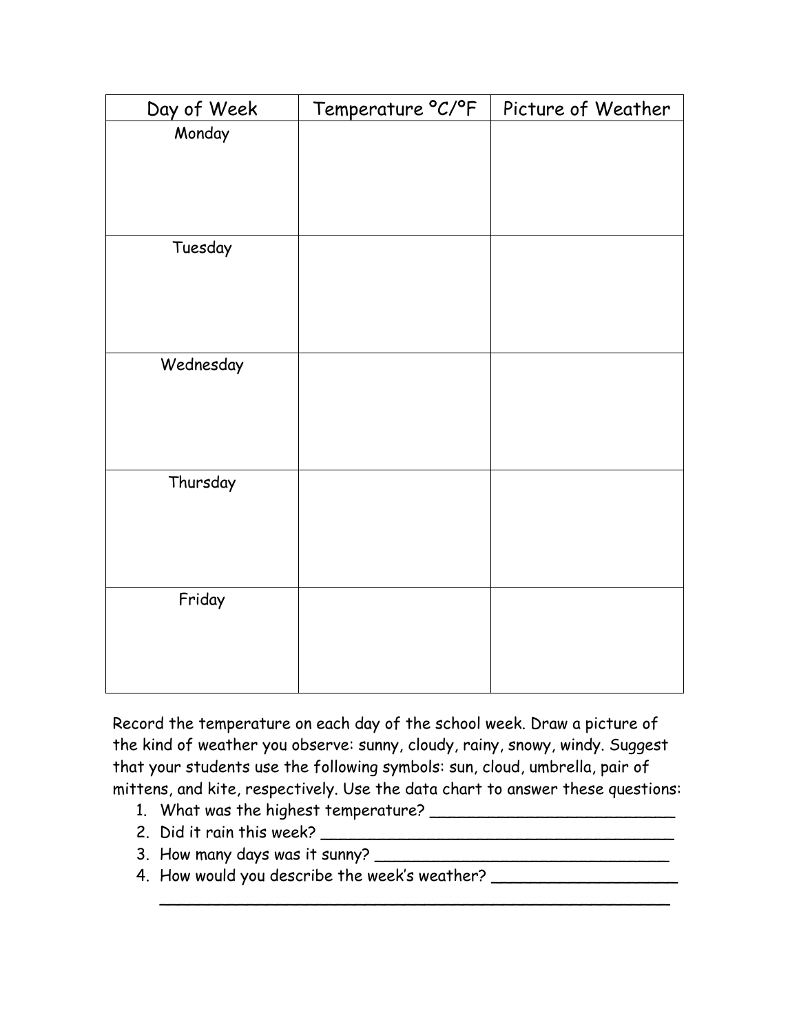| Day of Week | Temperature °C/°F | Picture of Weather |
| --- | --- | --- |
| Monday | | |
| Tuesday | | |
| Wednesday | | |
| Thursday | | |
| Friday | | |

Record the temperature on each day of the school week. Draw a picture of the kind of weather you observe: sunny, cloudy, rainy, snowy, windy. Suggest that your students use the following symbols: sun, cloud, umbrella, pair of mittens, and kite, respectively. Use the data chart to answer these questions:

1. What was the highest temperature? __________________________
2. Did it rain this week? ________________________________________
3. How many days was it sunny? _________________________________
4. How would you describe the week's weather? ____________________
   ________________________________________________________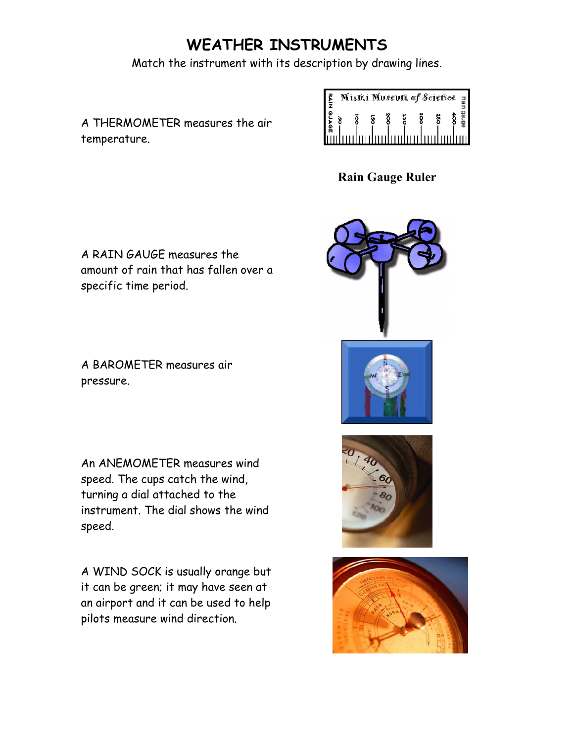# WEATHER INSTRUMENTS

Match the instrument with its description by drawing lines.

A THERMOMETER measures the air temperature.

**Rain Gauge Ruler**

A RAIN GAUGE measures the amount of rain that has fallen over a specific time period.

A BAROMETER measures air pressure.

An ANEMOMETER measures wind speed. The cups catch the wind, turning a dial attached to the instrument. The dial shows the wind speed.

A WIND SOCK is usually orange but it can be green; it may have seen at an airport and it can be used to help pilots measure wind direction.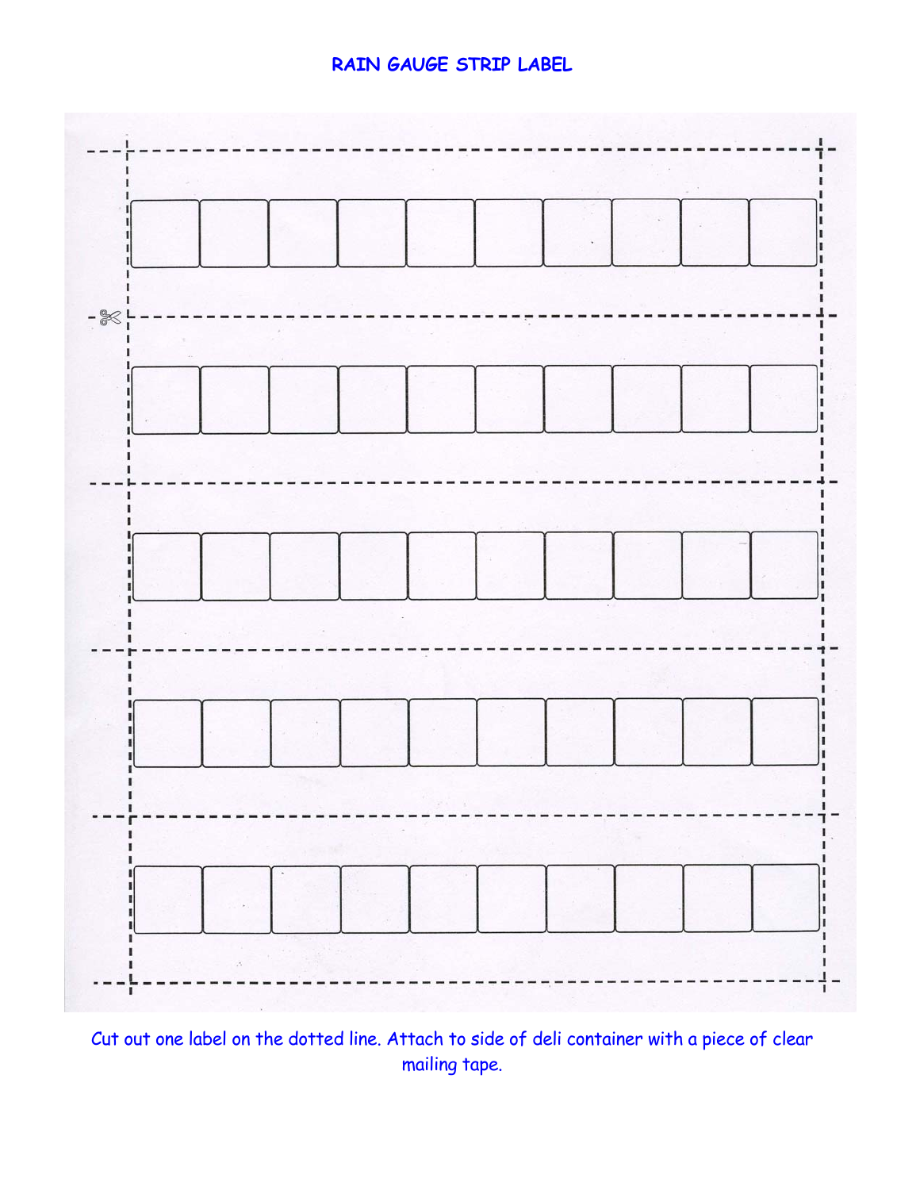# RAIN GAUGE STRIP LABEL

Cut out one label on the dotted line. Attach to side of deli container with a piece of clear mailing tape.